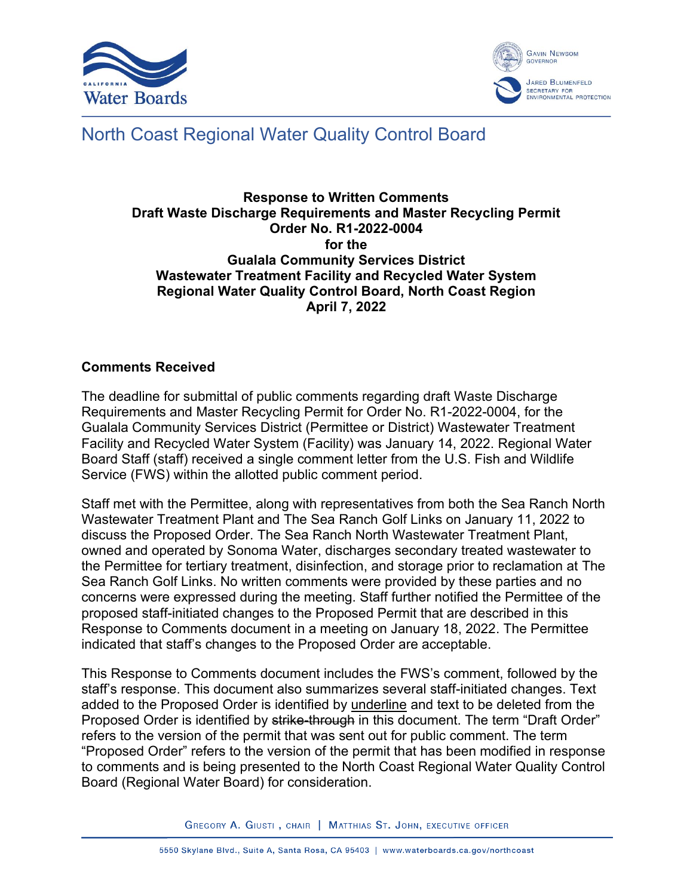# North Coast Regional Water Quality Control Board

**Response to Written Comments**
**Draft Waste Discharge Requirements and Master Recycling Permit**
**Order No. R1-2022-0004**
**for the**
**Gualala Community Services District**
**Wastewater Treatment Facility and Recycled Water System**
**Regional Water Quality Control Board, North Coast Region**
**April 7, 2022**

## Comments Received

The deadline for submittal of public comments regarding draft Waste Discharge Requirements and Master Recycling Permit for Order No. R1-2022-0004, for the Gualala Community Services District (Permittee or District) Wastewater Treatment Facility and Recycled Water System (Facility) was January 14, 2022. Regional Water Board Staff (staff) received a single comment letter from the U.S. Fish and Wildlife Service (FWS) within the allotted public comment period.

Staff met with the Permittee, along with representatives from both the Sea Ranch North Wastewater Treatment Plant and The Sea Ranch Golf Links on January 11, 2022 to discuss the Proposed Order. The Sea Ranch North Wastewater Treatment Plant, owned and operated by Sonoma Water, discharges secondary treated wastewater to the Permittee for tertiary treatment, disinfection, and storage prior to reclamation at The Sea Ranch Golf Links. No written comments were provided by these parties and no concerns were expressed during the meeting. Staff further notified the Permittee of the proposed staff-initiated changes to the Proposed Permit that are described in this Response to Comments document in a meeting on January 18, 2022. The Permittee indicated that staff's changes to the Proposed Order are acceptable.

This Response to Comments document includes the FWS's comment, followed by the staff's response. This document also summarizes several staff-initiated changes. Text added to the Proposed Order is identified by <u>underline</u> and text to be deleted from the Proposed Order is identified by ~~strike-through~~ in this document. The term "Draft Order" refers to the version of the permit that was sent out for public comment. The term "Proposed Order" refers to the version of the permit that has been modified in response to comments and is being presented to the North Coast Regional Water Quality Control Board (Regional Water Board) for consideration.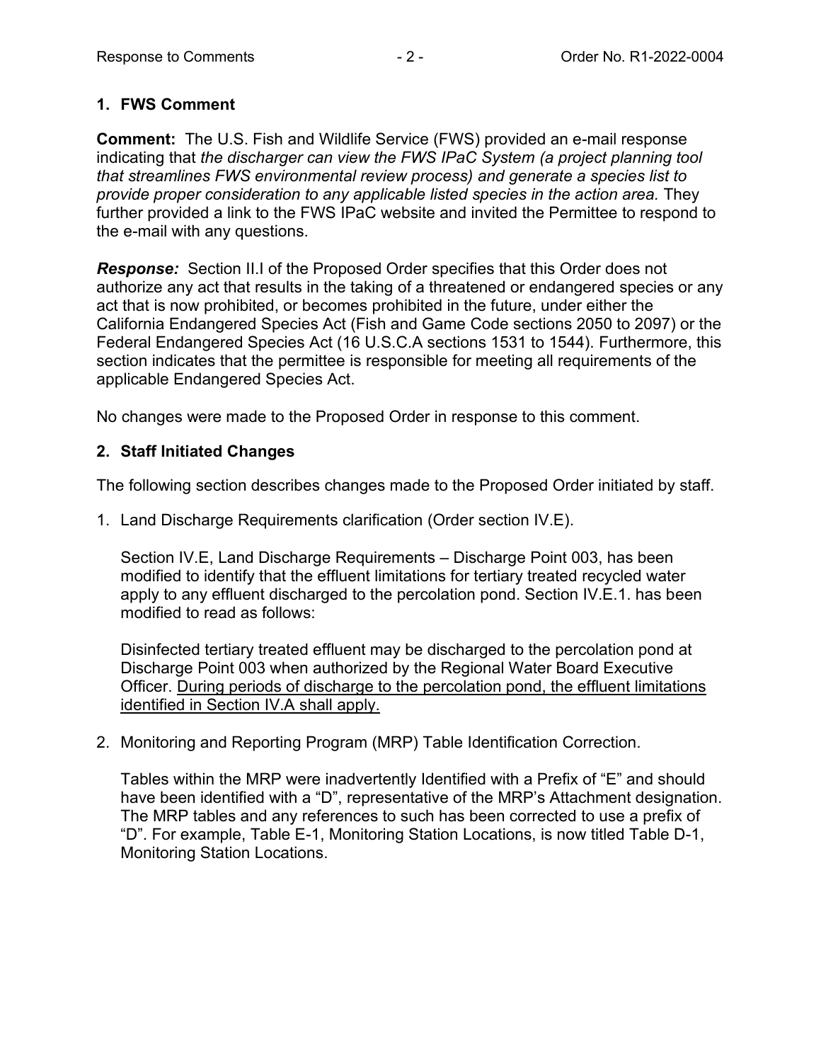## 1. FWS Comment

**Comment:** The U.S. Fish and Wildlife Service (FWS) provided an e-mail response indicating that *the discharger can view the FWS IPaC System (a project planning tool that streamlines FWS environmental review process) and generate a species list to provide proper consideration to any applicable listed species in the action area.* They further provided a link to the FWS IPaC website and invited the Permittee to respond to the e-mail with any questions.

***Response:*** Section II.I of the Proposed Order specifies that this Order does not authorize any act that results in the taking of a threatened or endangered species or any act that is now prohibited, or becomes prohibited in the future, under either the California Endangered Species Act (Fish and Game Code sections 2050 to 2097) or the Federal Endangered Species Act (16 U.S.C.A sections 1531 to 1544). Furthermore, this section indicates that the permittee is responsible for meeting all requirements of the applicable Endangered Species Act.

No changes were made to the Proposed Order in response to this comment.

## 2. Staff Initiated Changes

The following section describes changes made to the Proposed Order initiated by staff.

1. Land Discharge Requirements clarification (Order section IV.E).

   Section IV.E, Land Discharge Requirements – Discharge Point 003, has been modified to identify that the effluent limitations for tertiary treated recycled water apply to any effluent discharged to the percolation pond. Section IV.E.1. has been modified to read as follows:

   Disinfected tertiary treated effluent may be discharged to the percolation pond at Discharge Point 003 when authorized by the Regional Water Board Executive Officer. <u>During periods of discharge to the percolation pond, the effluent limitations identified in Section IV.A shall apply.</u>

2. Monitoring and Reporting Program (MRP) Table Identification Correction.

   Tables within the MRP were inadvertently Identified with a Prefix of "E" and should have been identified with a "D", representative of the MRP's Attachment designation. The MRP tables and any references to such has been corrected to use a prefix of "D". For example, Table E-1, Monitoring Station Locations, is now titled Table D-1, Monitoring Station Locations.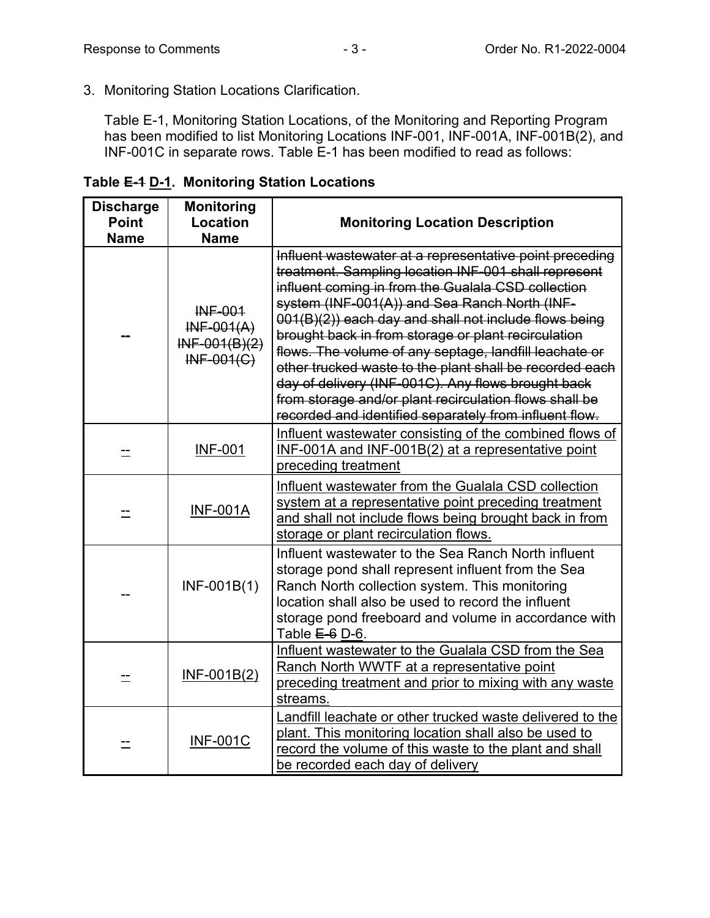3. Monitoring Station Locations Clarification.

   Table E-1, Monitoring Station Locations, of the Monitoring and Reporting Program has been modified to list Monitoring Locations INF-001, INF-001A, INF-001B(2), and INF-001C in separate rows. Table E-1 has been modified to read as follows:

**Table ~~E-1~~ <u>D-1</u>. Monitoring Station Locations**

| Discharge Point Name | Monitoring Location Name | Monitoring Location Description |
|---|---|---|
| ~~--~~ | ~~INF-001~~ ~~INF-001(A)~~ ~~INF-001(B)(2)~~ ~~INF-001(C)~~ | ~~Influent wastewater at a representative point preceding treatment. Sampling location INF-001 shall represent influent coming in from the Gualala CSD collection system (INF-001(A)) and Sea Ranch North (INF-001(B)(2)) each day and shall not include flows being brought back in from storage or plant recirculation flows. The volume of any septage, landfill leachate or other trucked waste to the plant shall be recorded each day of delivery (INF-001C). Any flows brought back from storage and/or plant recirculation flows shall be recorded and identified separately from influent flow.~~ |
| <u>--</u> | <u>INF-001</u> | <u>Influent wastewater consisting of the combined flows of INF-001A and INF-001B(2) at a representative point preceding treatment</u> |
| <u>--</u> | <u>INF-001A</u> | <u>Influent wastewater from the Gualala CSD collection system at a representative point preceding treatment and shall not include flows being brought back in from storage or plant recirculation flows.</u> |
| -- | INF-001B(1) | Influent wastewater to the Sea Ranch North influent storage pond shall represent influent from the Sea Ranch North collection system. This monitoring location shall also be used to record the influent storage pond freeboard and volume in accordance with Table ~~E-6~~ <u>D-6</u>. |
| <u>--</u> | <u>INF-001B(2)</u> | <u>Influent wastewater to the Gualala CSD from the Sea Ranch North WWTF at a representative point preceding treatment and prior to mixing with any waste streams.</u> |
| <u>--</u> | <u>INF-001C</u> | <u>Landfill leachate or other trucked waste delivered to the plant. This monitoring location shall also be used to record the volume of this waste to the plant and shall be recorded each day of delivery</u> |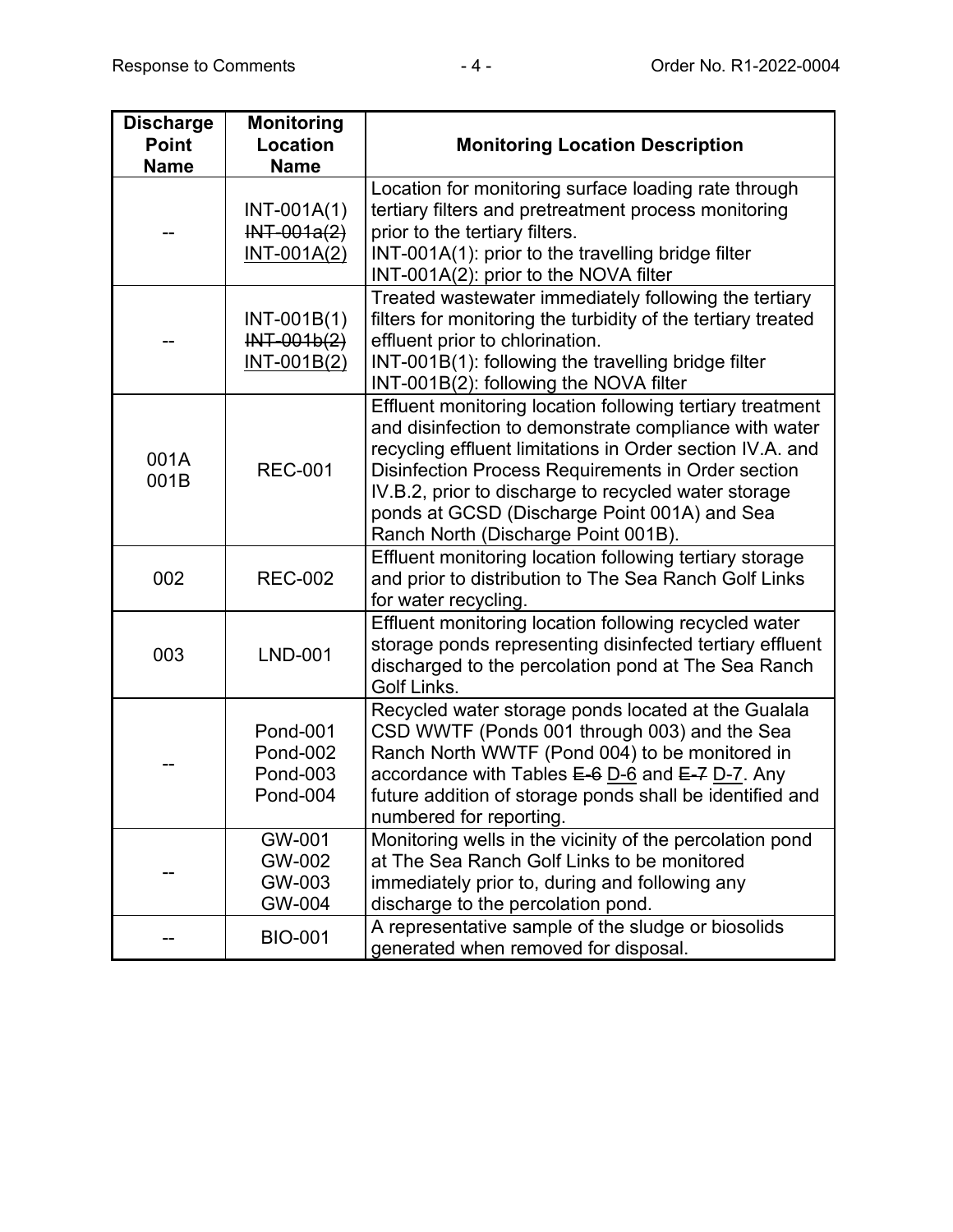| Discharge Point Name | Monitoring Location Name | Monitoring Location Description |
|---|---|---|
| -- | INT-001A(1) ~~INT-001a(2)~~ <u>INT-001A(2)</u> | Location for monitoring surface loading rate through tertiary filters and pretreatment process monitoring prior to the tertiary filters. INT-001A(1): prior to the travelling bridge filter INT-001A(2): prior to the NOVA filter |
| -- | INT-001B(1) ~~INT-001b(2)~~ <u>INT-001B(2)</u> | Treated wastewater immediately following the tertiary filters for monitoring the turbidity of the tertiary treated effluent prior to chlorination. INT-001B(1): following the travelling bridge filter INT-001B(2): following the NOVA filter |
| 001A 001B | REC-001 | Effluent monitoring location following tertiary treatment and disinfection to demonstrate compliance with water recycling effluent limitations in Order section IV.A. and Disinfection Process Requirements in Order section IV.B.2, prior to discharge to recycled water storage ponds at GCSD (Discharge Point 001A) and Sea Ranch North (Discharge Point 001B). |
| 002 | REC-002 | Effluent monitoring location following tertiary storage and prior to distribution to The Sea Ranch Golf Links for water recycling. |
| 003 | LND-001 | Effluent monitoring location following recycled water storage ponds representing disinfected tertiary effluent discharged to the percolation pond at The Sea Ranch Golf Links. |
| -- | Pond-001 Pond-002 Pond-003 Pond-004 | Recycled water storage ponds located at the Gualala CSD WWTF (Ponds 001 through 003) and the Sea Ranch North WWTF (Pond 004) to be monitored in accordance with Tables ~~E-6~~ <u>D-6</u> and ~~E-7~~ <u>D-7</u>. Any future addition of storage ponds shall be identified and numbered for reporting. |
| -- | GW-001 GW-002 GW-003 GW-004 | Monitoring wells in the vicinity of the percolation pond at The Sea Ranch Golf Links to be monitored immediately prior to, during and following any discharge to the percolation pond. |
| -- | BIO-001 | A representative sample of the sludge or biosolids generated when removed for disposal. |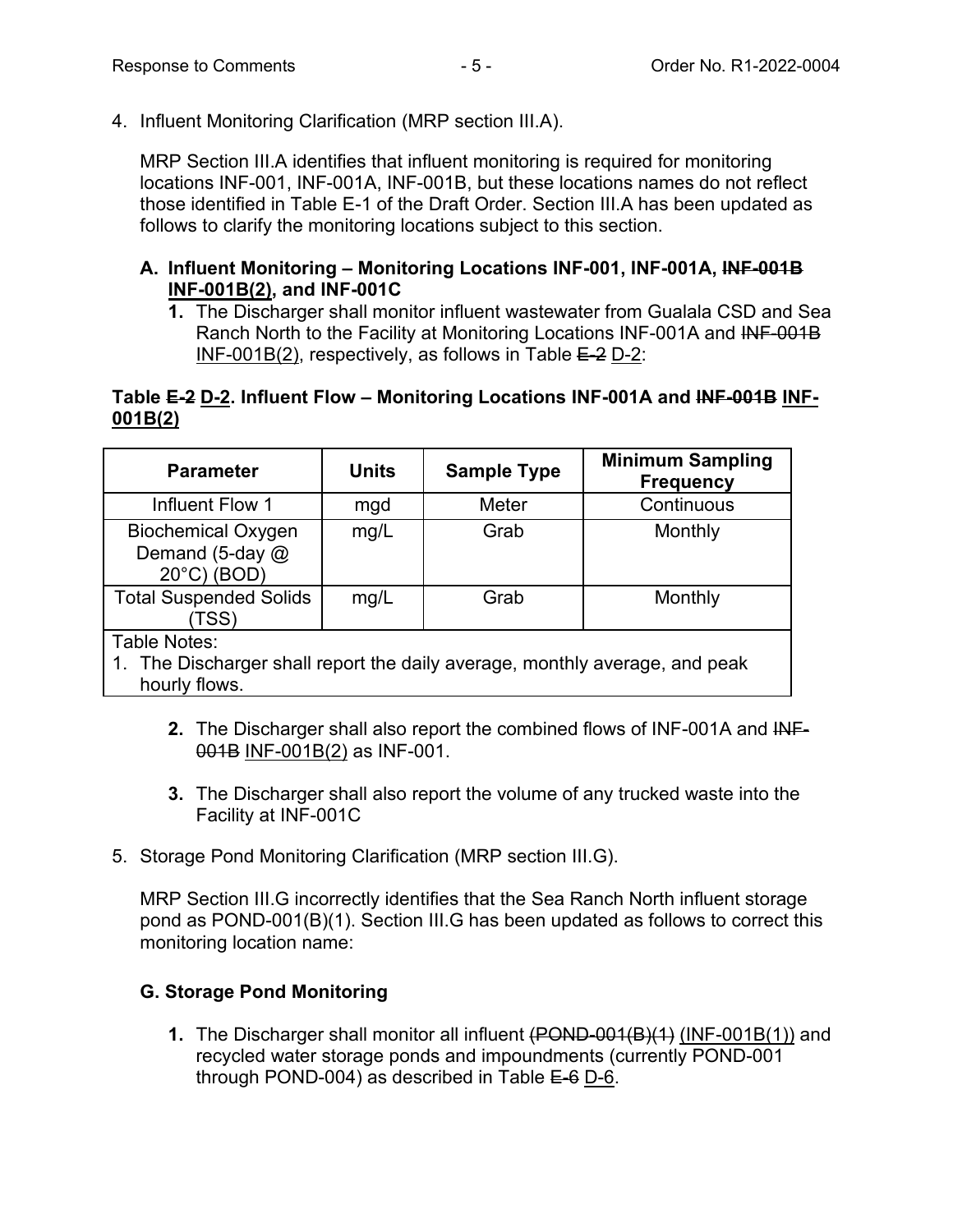4. Influent Monitoring Clarification (MRP section III.A).

   MRP Section III.A identifies that influent monitoring is required for monitoring locations INF-001, INF-001A, INF-001B, but these locations names do not reflect those identified in Table E-1 of the Draft Order. Section III.A has been updated as follows to clarify the monitoring locations subject to this section.

   **A. Influent Monitoring – Monitoring Locations INF-001, INF-001A, ~~INF-001B~~ <u>INF-001B(2)</u>, and INF-001C**

   **1.** The Discharger shall monitor influent wastewater from Gualala CSD and Sea Ranch North to the Facility at Monitoring Locations INF-001A and ~~INF-001B~~ <u>INF-001B(2)</u>, respectively, as follows in Table ~~E-2~~ <u>D-2</u>:

**Table ~~E-2~~ <u>D-2</u>. Influent Flow – Monitoring Locations INF-001A and ~~INF-001B~~ <u>INF-001B(2)</u>**

| Parameter | Units | Sample Type | Minimum Sampling Frequency |
|---|---|---|---|
| Influent Flow 1 | mgd | Meter | Continuous |
| Biochemical Oxygen Demand (5-day @ 20°C) (BOD) | mg/L | Grab | Monthly |
| Total Suspended Solids (TSS) | mg/L | Grab | Monthly |

Table Notes:

1. The Discharger shall report the daily average, monthly average, and peak hourly flows.

   **2.** The Discharger shall also report the combined flows of INF-001A and ~~INF-001B~~ <u>INF-001B(2)</u> as INF-001.

   **3.** The Discharger shall also report the volume of any trucked waste into the Facility at INF-001C

5. Storage Pond Monitoring Clarification (MRP section III.G).

   MRP Section III.G incorrectly identifies that the Sea Ranch North influent storage pond as POND-001(B)(1). Section III.G has been updated as follows to correct this monitoring location name:

   **G. Storage Pond Monitoring**

   **1.** The Discharger shall monitor all influent ~~(POND-001(B)(1)~~ <u>(INF-001B(1))</u> and recycled water storage ponds and impoundments (currently POND-001 through POND-004) as described in Table ~~E-6~~ <u>D-6</u>.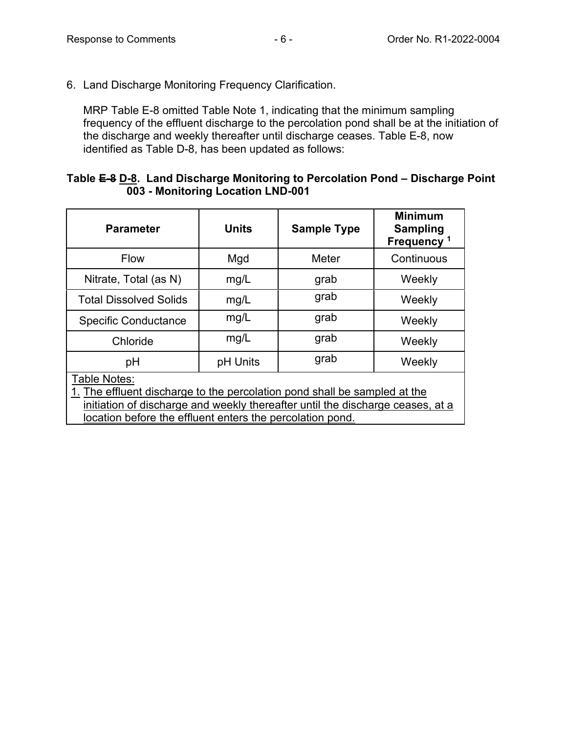6. Land Discharge Monitoring Frequency Clarification.

   MRP Table E-8 omitted Table Note 1, indicating that the minimum sampling frequency of the effluent discharge to the percolation pond shall be at the initiation of the discharge and weekly thereafter until discharge ceases. Table E-8, now identified as Table D-8, has been updated as follows:

**Table ~~E-8~~ D-8. Land Discharge Monitoring to Percolation Pond – Discharge Point 003 - Monitoring Location LND-001**

| Parameter | Units | Sample Type | Minimum Sampling Frequency [1] |
|---|---|---|---|
| Flow | Mgd | Meter | Continuous |
| Nitrate, Total (as N) | mg/L | grab | Weekly |
| Total Dissolved Solids | mg/L | grab | Weekly |
| Specific Conductance | mg/L | grab | Weekly |
| Chloride | mg/L | grab | Weekly |
| pH | pH Units | grab | Weekly |

Table Notes:

1. The effluent discharge to the percolation pond shall be sampled at the initiation of discharge and weekly thereafter until the discharge ceases, at a location before the effluent enters the percolation pond.